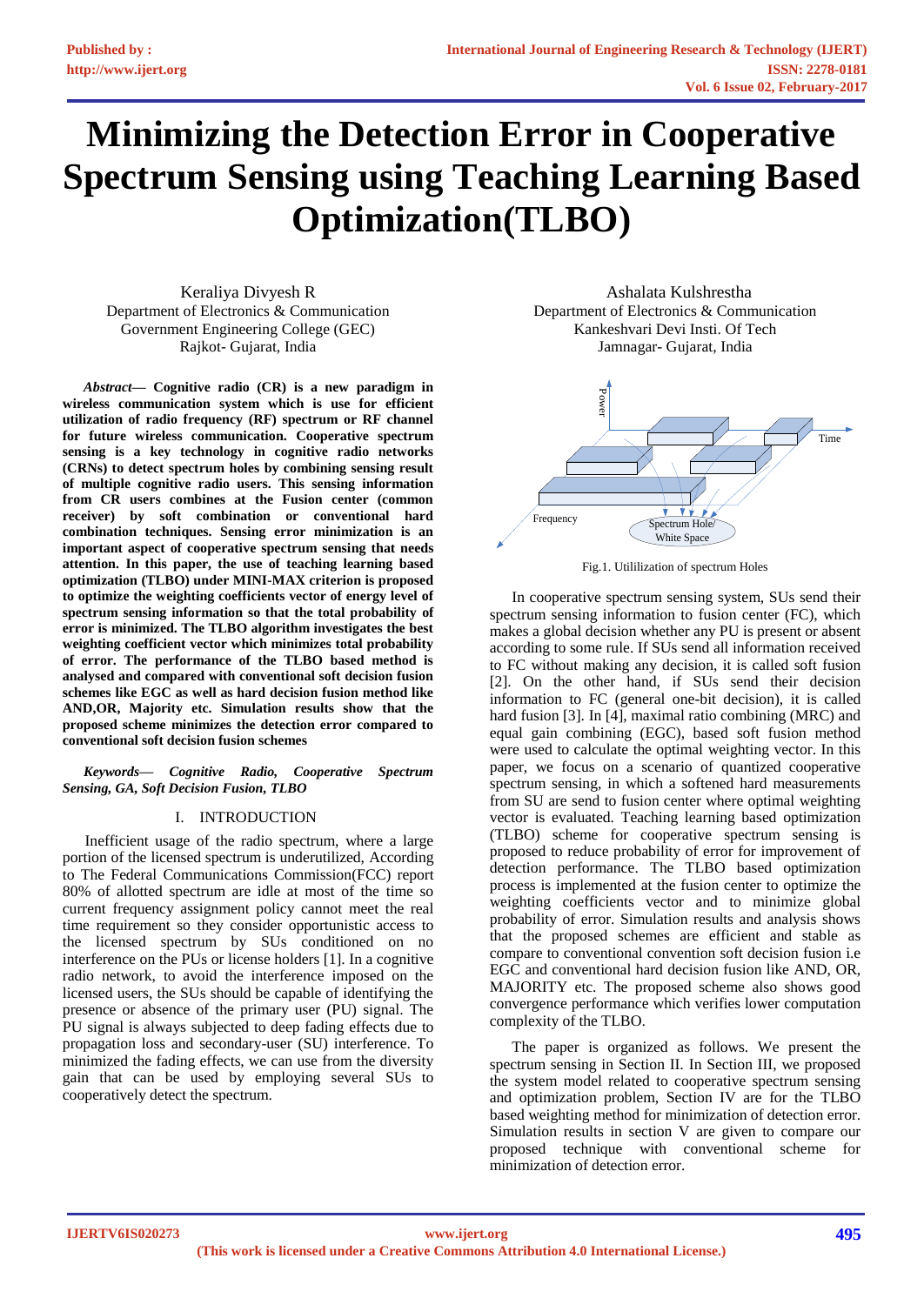# Minimizing the Detection Error in Cooperative Spectrum Sensing using Teaching Learning Based Optimization(TLBO)

Keraliya Divyesh R
Department of Electronics & Communication
Government Engineering College (GEC)
Rajkot- Gujarat, India

Ashalata Kulshrestha
Department of Electronics & Communication
Kankeshvari Devi Insti. Of Tech
Jamnagar- Gujarat, India

***Abstract*— Cognitive radio (CR) is a new paradigm in wireless communication system which is use for efficient utilization of radio frequency (RF) spectrum or RF channel for future wireless communication. Cooperative spectrum sensing is a key technology in cognitive radio networks (CRNs) to detect spectrum holes by combining sensing result of multiple cognitive radio users. This sensing information from CR users combines at the Fusion center (common receiver) by soft combination or conventional hard combination techniques. Sensing error minimization is an important aspect of cooperative spectrum sensing that needs attention. In this paper, the use of teaching learning based optimization (TLBO) under MINI-MAX criterion is proposed to optimize the weighting coefficients vector of energy level of spectrum sensing information so that the total probability of error is minimized. The TLBO algorithm investigates the best weighting coefficient vector which minimizes total probability of error. The performance of the TLBO based method is analysed and compared with conventional soft decision fusion schemes like EGC as well as hard decision fusion method like AND,OR, Majority etc. Simulation results show that the proposed scheme minimizes the detection error compared to conventional soft decision fusion schemes**

***Keywords*— *Cognitive Radio, Cooperative Spectrum Sensing, GA, Soft Decision Fusion, TLBO***

## I. INTRODUCTION

Inefficient usage of the radio spectrum, where a large portion of the licensed spectrum is underutilized, According to The Federal Communications Commission(FCC) report 80% of allotted spectrum are idle at most of the time so current frequency assignment policy cannot meet the real time requirement so they consider opportunistic access to the licensed spectrum by SUs conditioned on no interference on the PUs or license holders [1]. In a cognitive radio network, to avoid the interference imposed on the licensed users, the SUs should be capable of identifying the presence or absence of the primary user (PU) signal. The PU signal is always subjected to deep fading effects due to propagation loss and secondary-user (SU) interference. To minimized the fading effects, we can use from the diversity gain that can be used by employing several SUs to cooperatively detect the spectrum.

Fig.1. Utililization of spectrum Holes

In cooperative spectrum sensing system, SUs send their spectrum sensing information to fusion center (FC), which makes a global decision whether any PU is present or absent according to some rule. If SUs send all information received to FC without making any decision, it is called soft fusion [2]. On the other hand, if SUs send their decision information to FC (general one-bit decision), it is called hard fusion [3]. In [4], maximal ratio combining (MRC) and equal gain combining (EGC), based soft fusion method were used to calculate the optimal weighting vector. In this paper, we focus on a scenario of quantized cooperative spectrum sensing, in which a softened hard measurements from SU are send to fusion center where optimal weighting vector is evaluated. Teaching learning based optimization (TLBO) scheme for cooperative spectrum sensing is proposed to reduce probability of error for improvement of detection performance. The TLBO based optimization process is implemented at the fusion center to optimize the weighting coefficients vector and to minimize global probability of error. Simulation results and analysis shows that the proposed schemes are efficient and stable as compare to conventional convention soft decision fusion i.e EGC and conventional hard decision fusion like AND, OR, MAJORITY etc. The proposed scheme also shows good convergence performance which verifies lower computation complexity of the TLBO.

The paper is organized as follows. We present the spectrum sensing in Section II. In Section III, we proposed the system model related to cooperative spectrum sensing and optimization problem, Section IV are for the TLBO based weighting method for minimization of detection error. Simulation results in section V are given to compare our proposed technique with conventional scheme for minimization of detection error.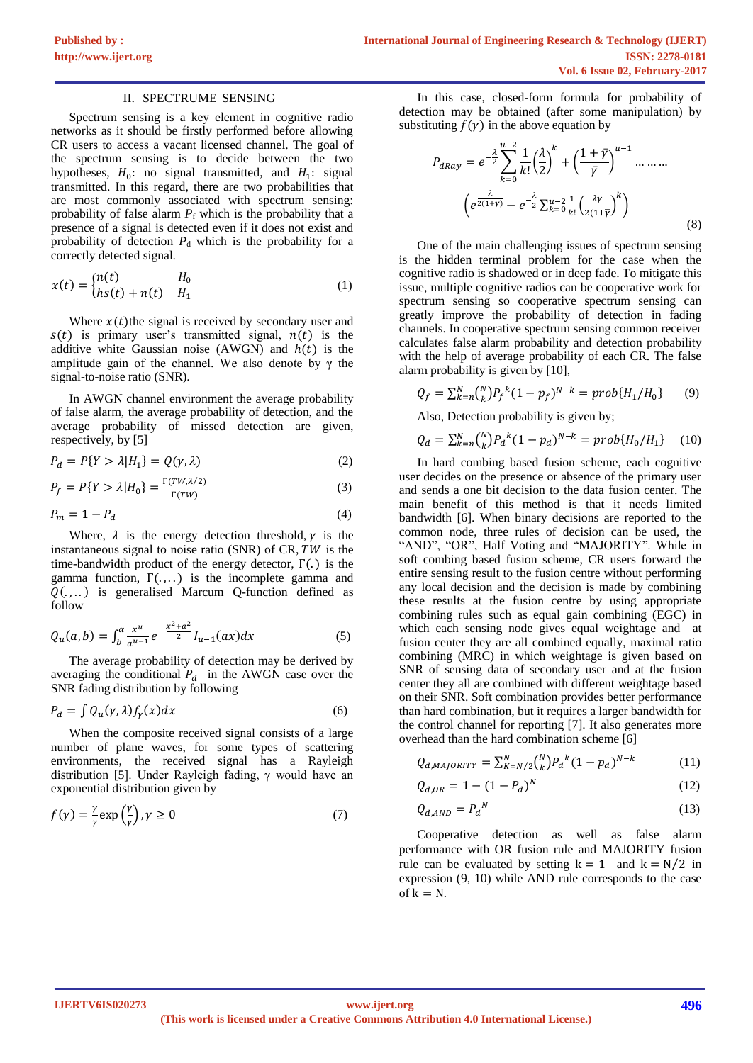## II. SPECTRUME SENSING

Spectrum sensing is a key element in cognitive radio networks as it should be firstly performed before allowing CR users to access a vacant licensed channel. The goal of the spectrum sensing is to decide between the two hypotheses, $H_0$: no signal transmitted, and $H_1$: signal transmitted. In this regard, there are two probabilities that are most commonly associated with spectrum sensing: probability of false alarm $P_f$ which is the probability that a presence of a signal is detected even if it does not exist and probability of detection $P_d$ which is the probability for a correctly detected signal.

$$x(t) = \begin{cases} n(t) & H_0 \\ hs(t) + n(t) & H_1 \end{cases} \tag{1}$$

Where $x(t)$the signal is received by secondary user and $s(t)$ is primary user's transmitted signal, $n(t)$ is the additive white Gaussian noise (AWGN) and $h(t)$ is the amplitude gain of the channel. We also denote by $\gamma$ the signal-to-noise ratio (SNR).

In AWGN channel environment the average probability of false alarm, the average probability of detection, and the average probability of missed detection are given, respectively, by [5]

$$P_d = P\{Y > \lambda | H_1\} = Q(\gamma, \lambda) \tag{2}$$

$$P_f = P\{Y > \lambda | H_0\} = \frac{\Gamma(TW, \lambda/2)}{\Gamma(TW)} \tag{3}$$

$$P_m = 1 - P_d \tag{4}$$

Where, $\lambda$ is the energy detection threshold, $\gamma$ is the instantaneous signal to noise ratio (SNR) of CR, $TW$ is the time-bandwidth product of the energy detector, $\Gamma(.)$ is the gamma function, $\Gamma(.,..)$ is the incomplete gamma and $Q(.,..)$ is generalised Marcum Q-function defined as follow

$$Q_u(a,b) = \int_b^\alpha \frac{x^u}{a^{u-1}} e^{-\frac{x^2+a^2}{2}} I_{u-1}(ax)dx \tag{5}$$

The average probability of detection may be derived by averaging the conditional $P_d$ in the AWGN case over the SNR fading distribution by following

$$P_d = \int Q_u(\gamma, \lambda) f_\gamma(x) dx \tag{6}$$

When the composite received signal consists of a large number of plane waves, for some types of scattering environments, the received signal has a Rayleigh distribution [5]. Under Rayleigh fading, $\gamma$ would have an exponential distribution given by

$$f(\gamma) = \frac{\gamma}{\bar{\gamma}} \exp\left(\frac{\gamma}{\bar{\gamma}}\right), \gamma \geq 0 \tag{7}$$

In this case, closed-form formula for probability of detection may be obtained (after some manipulation) by substituting $f(\gamma)$ in the above equation by

$$P_{dRay} = e^{-\frac{\lambda}{2}} \sum_{k=0}^{u-2} \frac{1}{k!}\left(\frac{\lambda}{2}\right)^k + \left(\frac{1+\bar{\gamma}}{\bar{\gamma}}\right)^{u-1} \ldots\ldots\ldots$$
$$\left(e^{\frac{\lambda}{2(1+\gamma)}} - e^{-\frac{\lambda}{2}} \sum_{k=0}^{u-2} \frac{1}{k!}\left(\frac{\lambda\bar{\gamma}}{2(1+\bar{\gamma})}\right)^k\right) \tag{8}$$

One of the main challenging issues of spectrum sensing is the hidden terminal problem for the case when the cognitive radio is shadowed or in deep fade. To mitigate this issue, multiple cognitive radios can be cooperative work for spectrum sensing so cooperative spectrum sensing can greatly improve the probability of detection in fading channels. In cooperative spectrum sensing common receiver calculates false alarm probability and detection probability with the help of average probability of each CR. The false alarm probability is given by [10],

$$Q_f = \sum_{k=n}^{N} \binom{N}{k} P_f{}^k (1 - p_f)^{N-k} = prob\{H_1/H_0\} \tag{9}$$

Also, Detection probability is given by;

$$Q_d = \sum_{k=n}^{N} \binom{N}{k} P_d{}^k (1 - p_d)^{N-k} = prob\{H_0/H_1\} \tag{10}$$

In hard combing based fusion scheme, each cognitive user decides on the presence or absence of the primary user and sends a one bit decision to the data fusion center. The main benefit of this method is that it needs limited bandwidth [6]. When binary decisions are reported to the common node, three rules of decision can be used, the "AND", "OR", Half Voting and "MAJORITY". While in soft combing based fusion scheme, CR users forward the entire sensing result to the fusion centre without performing any local decision and the decision is made by combining these results at the fusion centre by using appropriate combining rules such as equal gain combining (EGC) in which each sensing node gives equal weightage and at fusion center they are all combined equally, maximal ratio combining (MRC) in which weightage is given based on SNR of sensing data of secondary user and at the fusion center they all are combined with different weightage based on their SNR. Soft combination provides better performance than hard combination, but it requires a larger bandwidth for the control channel for reporting [7]. It also generates more overhead than the hard combination scheme [6]

$$Q_{d,MAJORITY} = \sum_{K=N/2}^{N} \binom{N}{k} P_d{}^k (1 - p_d)^{N-k} \tag{11}$$

$$Q_{d,OR} = 1 - (1 - P_d)^N \tag{12}$$

$$Q_{d,AND} = P_d{}^N \tag{13}$$

Cooperative detection as well as false alarm performance with OR fusion rule and MAJORITY fusion rule can be evaluated by setting $k = 1$ and $k = N/2$ in expression (9, 10) while AND rule corresponds to the case of $k = N$.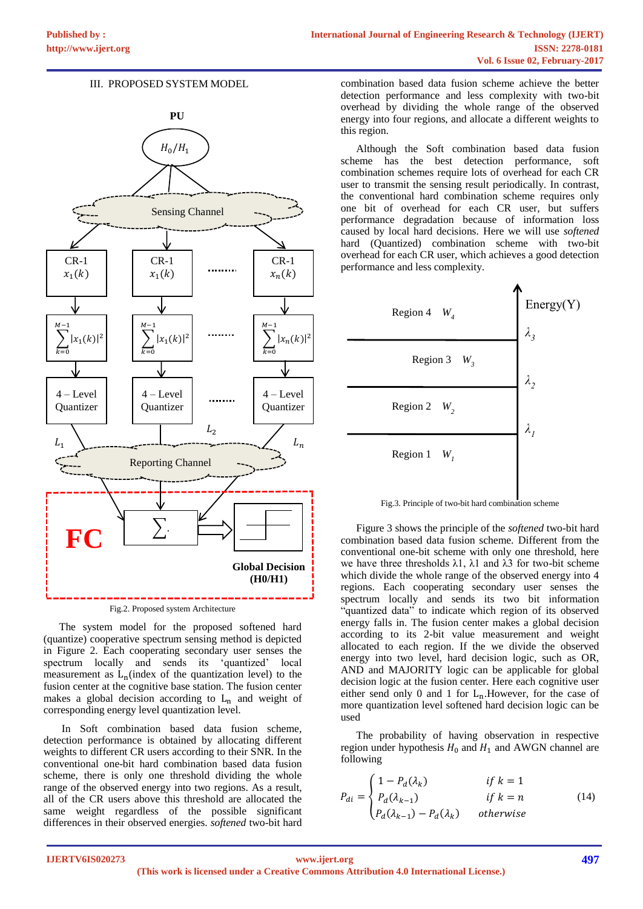## III. PROPOSED SYSTEM MODEL

Fig.2. Proposed system Architecture

The system model for the proposed softened hard (quantize) cooperative spectrum sensing method is depicted in Figure 2. Each cooperating secondary user senses the spectrum locally and sends its 'quantized' local measurement as $L_n$(index of the quantization level) to the fusion center at the cognitive base station. The fusion center makes a global decision according to $L_n$ and weight of corresponding energy level quantization level.

In Soft combination based data fusion scheme, detection performance is obtained by allocating different weights to different CR users according to their SNR. In the conventional one-bit hard combination based data fusion scheme, there is only one threshold dividing the whole range of the observed energy into two regions. As a result, all of the CR users above this threshold are allocated the same weight regardless of the possible significant differences in their observed energies. *softened* two-bit hard combination based data fusion scheme achieve the better detection performance and less complexity with two-bit overhead by dividing the whole range of the observed energy into four regions, and allocate a different weights to this region.

Although the Soft combination based data fusion scheme has the best detection performance, soft combination schemes require lots of overhead for each CR user to transmit the sensing result periodically. In contrast, the conventional hard combination scheme requires only one bit of overhead for each CR user, but suffers performance degradation because of information loss caused by local hard decisions. Here we will use *softened* hard (Quantized) combination scheme with two-bit overhead for each CR user, which achieves a good detection performance and less complexity.

Fig.3. Principle of two-bit hard combination scheme

Figure 3 shows the principle of the *softened* two-bit hard combination based data fusion scheme. Different from the conventional one-bit scheme with only one threshold, here we have three thresholds λ1, λ1 and λ3 for two-bit scheme which divide the whole range of the observed energy into 4 regions. Each cooperating secondary user senses the spectrum locally and sends its two bit information "quantized data" to indicate which region of its observed energy falls in. The fusion center makes a global decision according to its 2-bit value measurement and weight allocated to each region. If the we divide the observed energy into two level, hard decision logic, such as OR, AND and MAJORITY logic can be applicable for global decision logic at the fusion center. Here each cognitive user either send only 0 and 1 for $L_n$.However, for the case of more quantization level softened hard decision logic can be used

The probability of having observation in respective region under hypothesis $H_0$ and $H_1$ and AWGN channel are following

$$P_{di} = \begin{cases} 1 - P_d(\lambda_k) & if\ k = 1 \\ P_d(\lambda_{k-1}) & if\ k = n \\ P_d(\lambda_{k-1}) - P_d(\lambda_k) & otherwise \end{cases} \tag{14}$$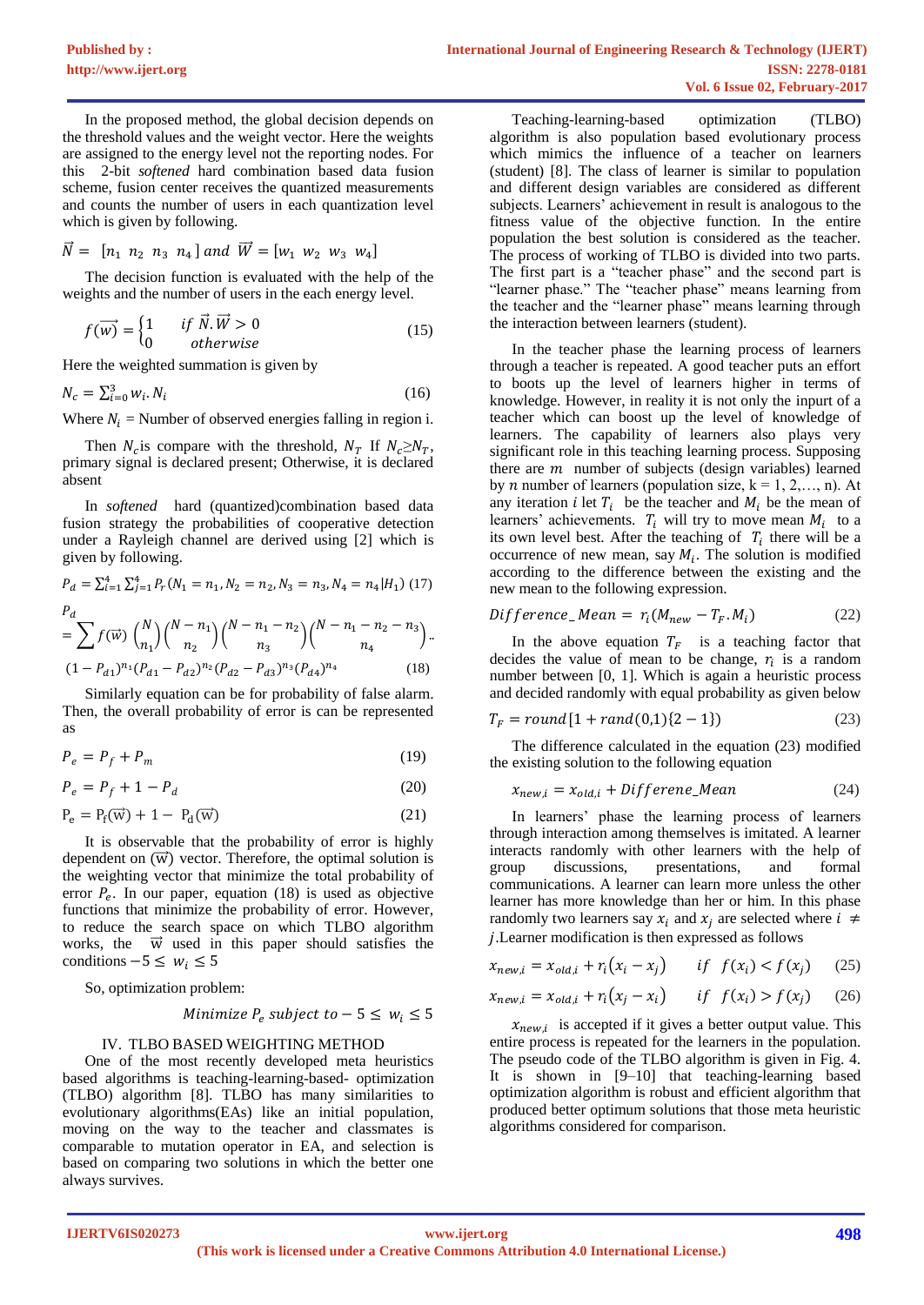In the proposed method, the global decision depends on the threshold values and the weight vector. Here the weights are assigned to the energy level not the reporting nodes. For this 2-bit *softened* hard combination based data fusion scheme, fusion center receives the quantized measurements and counts the number of users in each quantization level which is given by following.

$$\vec{N} = [n_1 \; n_2 \; n_3 \; n_4] \; and \; \vec{W} = [w_1 \; w_2 \; w_3 \; w_4]$$

The decision function is evaluated with the help of the weights and the number of users in the each energy level.

$$f(\vec{w}) = \begin{cases} 1 & if \; \vec{N}.\vec{W} > 0 \\ 0 & otherwise \end{cases} \quad (15)$$

Here the weighted summation is given by

$$N_c = \sum_{i=0}^{3} w_i . N_i \quad (16)$$

Where $N_i$ = Number of observed energies falling in region i.

Then $N_c$ is compare with the threshold, $N_T$ If $N_c \geq N_T$, primary signal is declared present; Otherwise, it is declared absent

In *softened* hard (quantized)combination based data fusion strategy the probabilities of cooperative detection under a Rayleigh channel are derived using [2] which is given by following.

$$P_d = \sum_{i=1}^{4} \sum_{j=1}^{4} P_r(N_1 = n_1, N_2 = n_2, N_3 = n_3, N_4 = n_4 | H_1) \quad (17)$$

$$P_d = \sum f(\vec{w}) \binom{N}{n_1} \binom{N-n_1}{n_2} \binom{N-n_1-n_2}{n_3} \binom{N-n_1-n_2-n_3}{n_4} .$$
$$(1-P_{d1})^{n_1} (P_{d1}-P_{d2})^{n_2} (P_{d2}-P_{d3})^{n_3} (P_{d4})^{n_4} \quad (18)$$

Similarly equation can be for probability of false alarm. Then, the overall probability of error is can be represented as

$$P_e = P_f + P_m \quad (19)$$

$$P_e = P_f + 1 - P_d \quad (20)$$

$$P_e = P_f(\vec{w}) + 1 - P_d(\vec{w}) \quad (21)$$

It is observable that the probability of error is highly dependent on $(\vec{w})$ vector. Therefore, the optimal solution is the weighting vector that minimize the total probability of error $P_e$. In our paper, equation (18) is used as objective functions that minimize the probability of error. However, to reduce the search space on which TLBO algorithm works, the $\vec{w}$ used in this paper should satisfies the conditions $-5 \leq w_i \leq 5$

So, optimization problem:

$$Minimize \; P_e \; subject \; to -5 \leq w_i \leq 5$$

## IV. TLBO BASED WEIGHTING METHOD

One of the most recently developed meta heuristics based algorithms is teaching-learning-based- optimization (TLBO) algorithm [8]. TLBO has many similarities to evolutionary algorithms(EAs) like an initial population, moving on the way to the teacher and classmates is comparable to mutation operator in EA, and selection is based on comparing two solutions in which the better one always survives.

Teaching-learning-based optimization (TLBO) algorithm is also population based evolutionary process which mimics the influence of a teacher on learners (student) [8]. The class of learner is similar to population and different design variables are considered as different subjects. Learners' achievement in result is analogous to the fitness value of the objective function. In the entire population the best solution is considered as the teacher. The process of working of TLBO is divided into two parts. The first part is a "teacher phase" and the second part is "learner phase." The "teacher phase" means learning from the teacher and the "learner phase" means learning through the interaction between learners (student).

In the teacher phase the learning process of learners through a teacher is repeated. A good teacher puts an effort to boots up the level of learners higher in terms of knowledge. However, in reality it is not only the inpurt of a teacher which can boost up the level of knowledge of learners. The capability of learners also plays very significant role in this teaching learning process. Supposing there are $m$ number of subjects (design variables) learned by $n$ number of learners (population size, k = 1, 2,…, n). At any iteration $i$ let $T_i$ be the teacher and $M_i$ be the mean of learners' achievements. $T_i$ will try to move mean $M_i$ to a its own level best. After the teaching of $T_i$ there will be a occurrence of new mean, say $M_i$. The solution is modified according to the difference between the existing and the new mean to the following expression.

$$Difference\_Mean = r_i(M_{new} - T_F . M_i) \quad (22)$$

In the above equation $T_F$ is a teaching factor that decides the value of mean to be change, $r_i$ is a random number between [0, 1]. Which is again a heuristic process and decided randomly with equal probability as given below

$$T_F = round[1 + rand(0,1)\{2-1\}) \quad (23)$$

The difference calculated in the equation (23) modified the existing solution to the following equation

$$x_{new,i} = x_{old,i} + Differene\_Mean \quad (24)$$

In learners' phase the learning process of learners through interaction among themselves is imitated. A learner interacts randomly with other learners with the help of group discussions, presentations, and formal communications. A learner can learn more unless the other learner has more knowledge than her or him. In this phase randomly two learners say $x_i$ and $x_j$ are selected where $i \neq j$.Learner modification is then expressed as follows

$$x_{new,i} = x_{old,i} + r_i(x_i - x_j) \quad if \; f(x_i) < f(x_j) \quad (25)$$

$$x_{new,i} = x_{old,i} + r_i(x_j - x_i) \quad if \; f(x_i) > f(x_j) \quad (26)$$

$x_{new,i}$ is accepted if it gives a better output value. This entire process is repeated for the learners in the population. The pseudo code of the TLBO algorithm is given in Fig. 4. It is shown in [9–10] that teaching-learning based optimization algorithm is robust and efficient algorithm that produced better optimum solutions that those meta heuristic algorithms considered for comparison.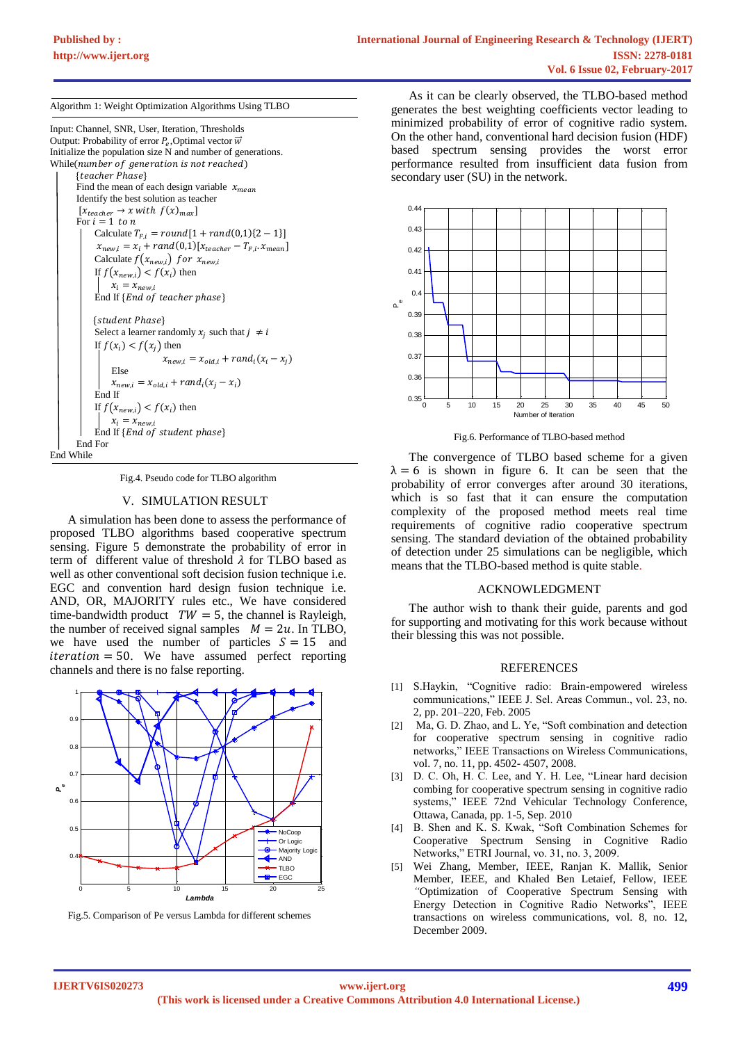Algorithm 1: Weight Optimization Algorithms Using TLBO

```
Input: Channel, SNR, User, Iteration, Thresholds
Output: Probability of error P_e, Optimal vector w
Initialize the population size N and number of generations.
While(number of generation is not reached)
    {teacher Phase}
    Find the mean of each design variable x_mean
    Identify the best solution as teacher
    [x_teacher → x with f(x)_max]
    For i = 1 to n
        Calculate T_F,i = round[1 + rand(0,1){2 − 1}]
        x_new,i = x_i + rand(0,1)[x_teacher − T_F,i.x_mean]
        Calculate f(x_new,i) for x_new,i
        If f(x_new,i) < f(x_i) then
            x_i = x_new,i
        End If {End of teacher phase}

        {student Phase}
        Select a learner randomly x_j such that j ≠ i
        If f(x_i) < f(x_j) then
                x_new,i = x_old,i + rand_i(x_i − x_j)
            Else
            x_new,i = x_old,i + rand_i(x_j − x_i)
        End If
        If f(x_new,i) < f(x_i) then
            x_i = x_new,i
        End If {End of student phase}
    End For
End While
```

Fig.4. Pseudo code for TLBO algorithm

## V. SIMULATION RESULT

A simulation has been done to assess the performance of proposed TLBO algorithms based cooperative spectrum sensing. Figure 5 demonstrate the probability of error in term of different value of threshold $\lambda$ for TLBO based as well as other conventional soft decision fusion technique i.e. EGC and convention hard design fusion technique i.e. AND, OR, MAJORITY rules etc., We have considered time-bandwidth product $TW = 5$, the channel is Rayleigh, the number of received signal samples $M = 2u$. In TLBO, we have used the number of particles $S = 15$ and $iteration = 50$. We have assumed perfect reporting channels and there is no false reporting.

Fig.5. Comparison of Pe versus Lambda for different schemes

As it can be clearly observed, the TLBO-based method generates the best weighting coefficients vector leading to minimized probability of error of cognitive radio system. On the other hand, conventional hard decision fusion (HDF) based spectrum sensing provides the worst error performance resulted from insufficient data fusion from secondary user (SU) in the network.

Fig.6. Performance of TLBO-based method

The convergence of TLBO based scheme for a given $\lambda = 6$ is shown in figure 6. It can be seen that the probability of error converges after around 30 iterations, which is so fast that it can ensure the computation complexity of the proposed method meets real time requirements of cognitive radio cooperative spectrum sensing. The standard deviation of the obtained probability of detection under 25 simulations can be negligible, which means that the TLBO-based method is quite stable.

## ACKNOWLEDGMENT

The author wish to thank their guide, parents and god for supporting and motivating for this work because without their blessing this was not possible.

## REFERENCES

[1] S.Haykin, "Cognitive radio: Brain-empowered wireless communications," IEEE J. Sel. Areas Commun., vol. 23, no. 2, pp. 201–220, Feb. 2005

[2] Ma, G. D. Zhao, and L. Ye, "Soft combination and detection for cooperative spectrum sensing in cognitive radio networks," IEEE Transactions on Wireless Communications, vol. 7, no. 11, pp. 4502- 4507, 2008.

[3] D. C. Oh, H. C. Lee, and Y. H. Lee, "Linear hard decision combing for cooperative spectrum sensing in cognitive radio systems," IEEE 72nd Vehicular Technology Conference, Ottawa, Canada, pp. 1-5, Sep. 2010

[4] B. Shen and K. S. Kwak, "Soft Combination Schemes for Cooperative Spectrum Sensing in Cognitive Radio Networks," ETRI Journal, vo. 31, no. 3, 2009.

[5] Wei Zhang, Member, IEEE, Ranjan K. Mallik, Senior Member, IEEE, and Khaled Ben Letaief, Fellow, IEEE "Optimization of Cooperative Spectrum Sensing with Energy Detection in Cognitive Radio Networks", IEEE transactions on wireless communications, vol. 8, no. 12, December 2009.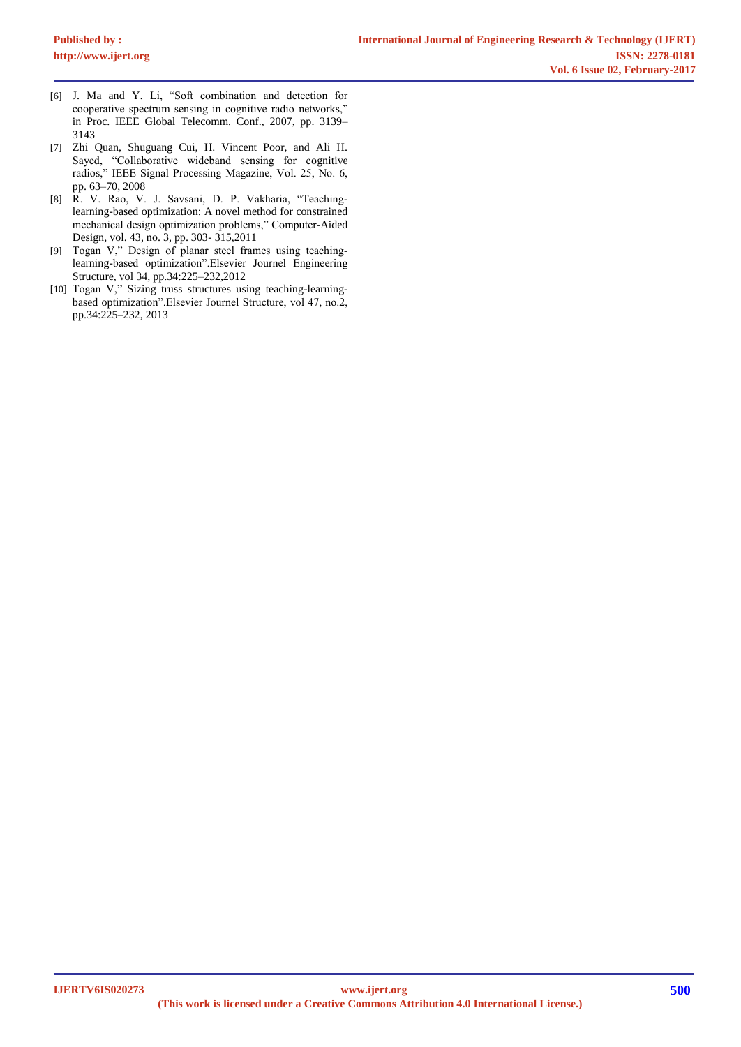[6] J. Ma and Y. Li, "Soft combination and detection for cooperative spectrum sensing in cognitive radio networks," in Proc. IEEE Global Telecomm. Conf., 2007, pp. 3139–3143

[7] Zhi Quan, Shuguang Cui, H. Vincent Poor, and Ali H. Sayed, "Collaborative wideband sensing for cognitive radios," IEEE Signal Processing Magazine, Vol. 25, No. 6, pp. 63–70, 2008

[8] R. V. Rao, V. J. Savsani, D. P. Vakharia, "Teaching-learning-based optimization: A novel method for constrained mechanical design optimization problems," Computer-Aided Design, vol. 43, no. 3, pp. 303- 315,2011

[9] Togan V," Design of planar steel frames using teaching-learning-based optimization".Elsevier Journel Engineering Structure, vol 34, pp.34:225–232,2012

[10] Togan V," Sizing truss structures using teaching-learning-based optimization".Elsevier Journel Structure, vol 47, no.2, pp.34:225–232, 2013